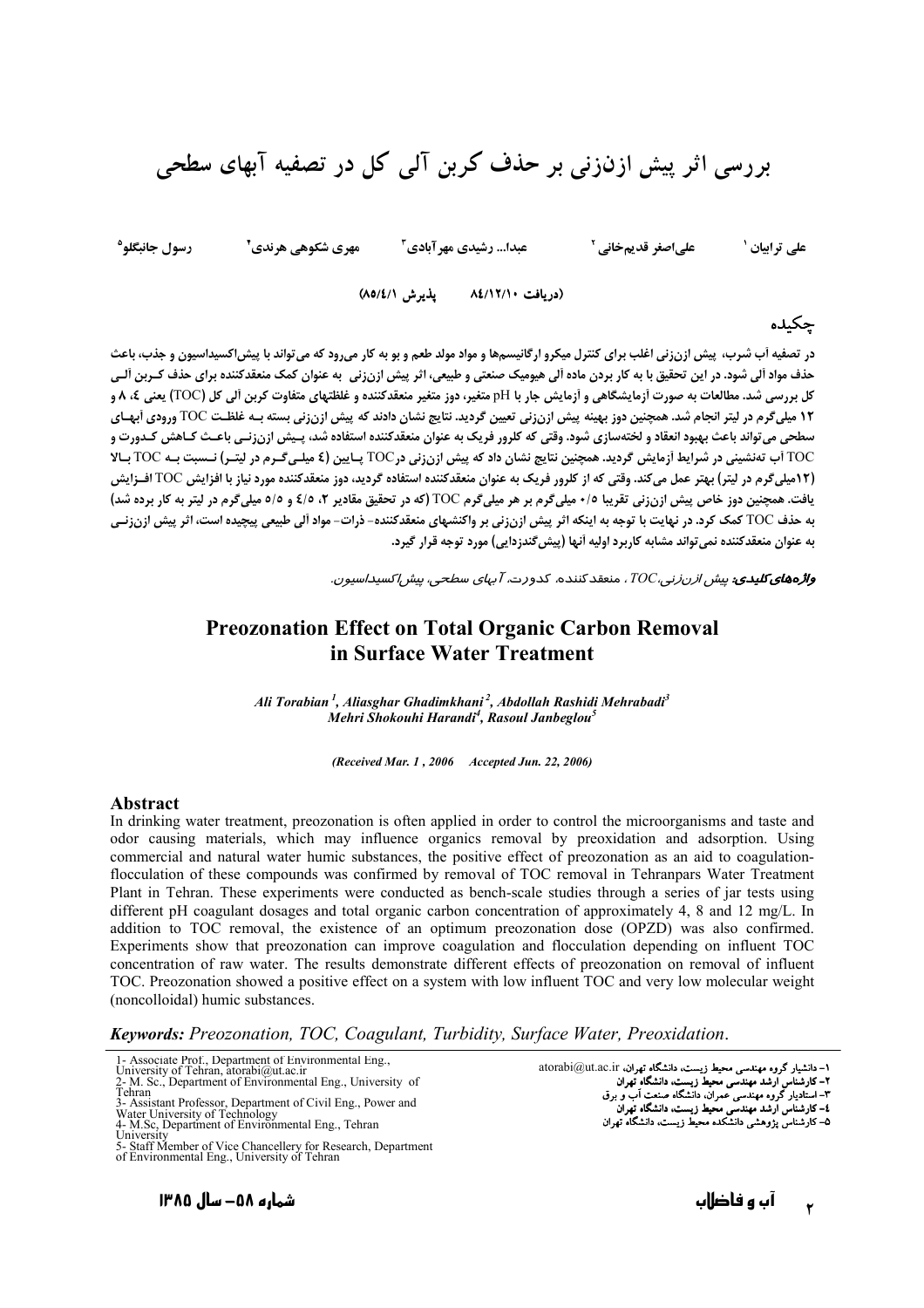# بررسی اثر پیش ازن‌زنی بر حذف کربن آلی کل در تصفیه آبهای سطحی

علی ترابیان [1]  علی‌اصغر قدیم‌خانی [2]  عبدا... رشیدی مهرآبادی [3]  مهری شکوهی هرندی [4]  رسول جانبگلو [5]

(دریافت ۸۴/۱۲/۱۰  پذیرش ۸۵/۴/۱)

## چکیده

در تصفیه آب شرب، پیش ازن‌زنی اغلب برای کنترل میکرو ارگانیسم‌ها و مواد مولد طعم و بو به کار می‌رود که می‌تواند با پیش‌اکسیداسیون و جذب، باعث حذف مواد آلی شود. در این تحقیق با به کار بردن ماده آلی هیومیک صنعتی و طبیعی، اثر پیش ازن‌زنی به عنوان کمک منعقدکننده برای حذف کربن آلی کل بررسی شد. مطالعات به صورت آزمایشگاهی و آزمایش جار با pH متغیر، دوز متغیر منعقدکننده و غلظتهای متفاوت کربن آلی کل (TOC) یعنی ۴، ۸ و ۱۲ میلی‌گرم در لیتر انجام شد. همچنین دوز بهینه پیش ازن‌زنی تعیین گردید. نتایج نشان دادند که پیش ازن‌زنی بسته به غلظت TOC ورودی آبهای سطحی می‌تواند باعث بهبود انعقاد و لخته‌سازی شود. وقتی که کلرور فریک به عنوان منعقدکننده استفاده شد، پیش ازن‌زنی باعث کاهش کدورت و TOC آب ته‌نشینی در شرایط آزمایش گردید. همچنین نتایج نشان داد که پیش ازن‌زنی در TOC پایین (۴ میلی‌گرم در لیتر) نسبت به TOC بالا (۱۲میلی‌گرم در لیتر) بهتر عمل می‌کند. وقتی که از کلرور فریک به عنوان منعقدکننده استفاده گردید، دوز منعقدکننده مورد نیاز با افزایش TOC افزایش یافت. همچنین دوز خاص پیش ازن‌زنی تقریبا ۰/۵ میلی‌گرم بر هر میلی‌گرم TOC (که در تحقیق مقادیر ۲، ۴/۵ و ۵/۵ میلی‌گرم در لیتر به کار برده شد) به حذف TOC کمک کرد. در نهایت با توجه به اینکه اثر پیش ازن‌زنی بر واکنشهای منعقدکننده- ذرات- مواد آلی طبیعی پیچیده است، اثر پیش ازن‌زنی به عنوان منعقدکننده نمی‌تواند مشابه کاربرد اولیه آنها (پیش‌گندزدایی) مورد توجه قرار گیرد.

***واژه‌های کلیدی:*** *پیش ازن‌زنی، TOC، منعقدکننده، کدورت، آبهای سطحی، پیش‌اکسیداسیون.*

# Preozonation Effect on Total Organic Carbon Removal in Surface Water Treatment

*Ali Torabian [1], Aliasghar Ghadimkhani [2], Abdollah Rashidi Mehrabadi [3]*
*Mehri Shokouhi Harandi [4], Rasoul Janbeglou [5]*

*(Received Mar. 1 , 2006  Accepted Jun. 22, 2006)*

## Abstract

In drinking water treatment, preozonation is often applied in order to control the microorganisms and taste and odor causing materials, which may influence organics removal by preoxidation and adsorption. Using commercial and natural water humic substances, the positive effect of preozonation as an aid to coagulation-flocculation of these compounds was confirmed by removal of TOC removal in Tehranpars Water Treatment Plant in Tehran. These experiments were conducted as bench-scale studies through a series of jar tests using different pH coagulant dosages and total organic carbon concentration of approximately 4, 8 and 12 mg/L. In addition to TOC removal, the existence of an optimum preozonation dose (OPZD) was also confirmed. Experiments show that preozonation can improve coagulation and flocculation depending on influent TOC concentration of raw water. The results demonstrate different effects of preozonation on removal of influent TOC. Preozonation showed a positive effect on a system with low influent TOC and very low molecular weight (noncolloidal) humic substances.

***Keywords:*** *Preozonation, TOC, Coagulant, Turbidity, Surface Water, Preoxidation.*

---

1- Associate Prof., Department of Environmental Eng., University of Tehran, atorabi@ut.ac.ir
2- M. Sc., Department of Environmental Eng., University of Tehran
3- Assistant Professor, Department of Civil Eng., Power and Water University of Technology
4- M.Sc, Department of Environmental Eng., Tehran University
5- Staff Member of Vice Chancellery for Research, Department of Environmental Eng., University of Tehran

۱- دانشیار گروه مهندسی محیط زیست، دانشگاه تهران، atorabi@ut.ac.ir
۲- کارشناس ارشد مهندسی محیط زیست، دانشگاه تهران
۳- استادیار گروه مهندسی عمران، دانشگاه صنعت آب و برق
۴- کارشناس ارشد مهندسی محیط زیست، دانشگاه تهران
۵- کارشناس پژوهشی دانشکده محیط زیست، دانشگاه تهران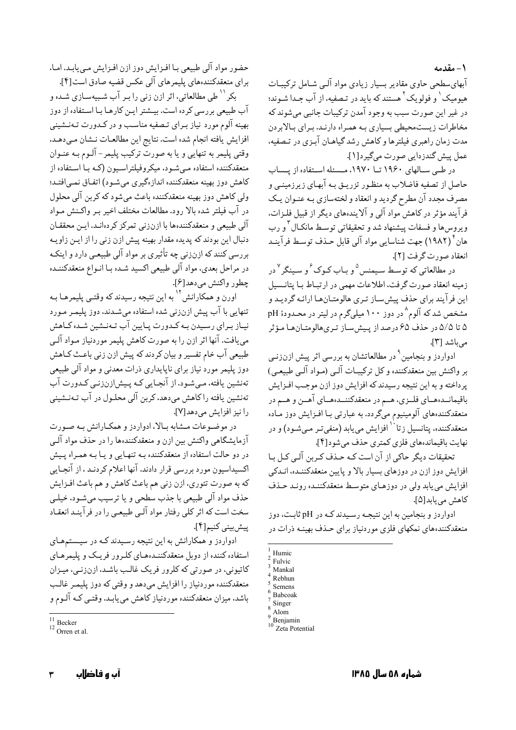## ۱- مقدمه

آبهای‌سطحی حاوی مقادیر بسیار زیادی مواد آلی شامل ترکیبات هیومیک[1] و فولویک[2] هستند که باید در تصفیه، از آب جدا شوند؛ در غیر این صورت سبب به وجود آمدن ترکیبات جانبی می‌شوند که مخاطرات زیست‌محیطی بسیاری به همراه دارند. برای بالابردن مدت زمان راهبری فیلترها و کاهش رشد گیاهان آبزی در تصفیه، عمل پیش گندزدایی صورت می‌گیرد[1].

در طی سالهای ۱۹۶۰ تا ۱۹۷۰، مسئله استفاده از پساب حاصل از تصفیه فاضلاب به منظور تزریق به آبهای زیرزمینی و مصرف مجدد آن مطرح گردید و انعقاد و لخته‌سازی به عنوان یک فرآیند مؤثر در کاهش مواد آلی و آلاینده‌های دیگر از قبیل فلزات، ویروس‌ها و فسفات پیشنهاد شد و تحقیقاتی توسط مانکال[3] و رب هان[4] (۱۹۸۲) جهت شناسایی مواد آلی قابل حذف توسط فرآیند انعقاد صورت گرفت [۲].

در مطالعاتی که توسط سیمنس[5] و باب کوک[6] و سینگر[7] در زمینه انعقاد صورت گرفت، اطلاعات مهمی در ارتباط با پتانسیل این فرآیند برای حذف پیش‌ساز تری هالومتان‌ها ارائه گردید و مشخص شد که آلوم[8] در دوز ۱۰۰ میلی‌گرم در لیتر در محدودۀ pH ۵ تا ۵/۵ در حذف ۶۵ درصد از پیش‌ساز تری‌هالومتان‌ها مؤثر می‌باشد [۳].

ادواردز و بنجامین[9] در مطالعاتشان به بررسی اثر پیش ازن‌زنی بر واکنش بین منعقدکننده و کل ترکیبات آلی (مواد آلی طبیعی) پرداخته و به این نتیجه رسیدند که افزایش دوز ازن موجب افزایش باقیمانده‌های فلزی، هم در منعقدکننده‌های آهن و هم در منعقدکننده‌های آلومینیوم می‌گردد. به عبارتی با افزایش دوز ماده منعقدکننده، پتانسیل زتا[10] افزایش می‌یابد (منفی‌تر می‌شود) و در نهایت باقیمانده‌های فلزی کمتری حذف می‌شود[۴].

تحقیقات دیگر حاکی از آن است که حذف کربن آلی کل با افزایش دوز ازن در دوزهای بسیار بالا و پایین منعقدکننده، اندکی افزایش می‌یابد ولی در دوزهای متوسط منعقدکننده روند حذف کاهش می‌یابد[۵].

ادواردز و بنجامین به این نتیجه رسیدند که در pH ثابت، دوز منعقدکننده‌های نمکهای فلزی موردنیاز برای حذف بهینه ذرات در حضور مواد آلی طبیعی با افزایش دوز ازن افزایش می‌یابد. اما، برای منعقدکننده‌های پلیمرهای آلی عکس قضیه صادق است[۴].

بکر[11] طی مطالعاتی، اثر ازن زنی را بر آب شبیه‌سازی شده و آب طبیعی بررسی کرده است. بیشتر این کارها با استفاده از دوز بهینه آلوم مورد نیاز برای تصفیه مناسب و در کدورت ته‌نشینی افزایش یافته انجام شده است. نتایج این مطالعات نشان می‌دهد، وقتی پلیمر به تنهایی و یا به صورت ترکیب پلیمر- آلوم به عنوان منعقدکننده استفاده می‌شود، میکروفیلتراسیون (که با استفاده از کاهش دوز بهینه منعقدکننده اندازه‌گیری می‌شود) اتفاق نمی‌افتد؛ ولی کاهش دوز بهینه منعقدکننده باعث می‌شود که کربن آلی محلول در آب فیلتر شده بالا رود. مطالعات مختلف اخیر بر واکنش مواد آلی طبیعی و منعقدکننده‌ها با ازن‌زنی تمرکز کرده‌اند. این محققان دنبال این بودند که پدیده مقدار بهینه پیش ازن زنی را از این زاویه بررسی کنند که ازن‌زنی چه تأثیری بر مواد آلی طبیعی دارد و اینکه در مراحل بعدی، مواد آلی طبیعی اکسید شده با انواع منعقدکننده چطور واکنش می‌دهد[۶].

اورن و همکارانش[12] به این نتیجه رسیدند که وقتی پلیمرها به تنهایی با آب پیش ازن‌زنی شده استفاده می‌شدند، دوز پلیمر مورد نیاز برای رسیدن به کدورت پایین آب ته‌نشین شده کاهش می‌یافت. آنها اثر ازن را به صورت کاهش پلیمر موردنیاز مواد آلی طبیعی آب خام تفسیر و بیان کردند که پیش ازن زنی باعث کاهش دوز پلیمر مورد نیاز برای ناپایداری ذرات معدنی و مواد آلی طبیعی ته‌نشین یافته، می‌شود. از آنجایی که پیش‌ازن‌زنی کدورت آب ته‌نشین یافته را کاهش می‌دهد، کربن آلی محلول در آب ته‌نشینی را نیز افزایش می‌دهد[۷].

در موضوعات مشابه بالا، ادواردز و همکارانش به صورت آزمایشگاهی واکنش بین ازن و منعقدکننده‌ها را در حذف مواد آلی در دو حالت استفاده از منعقدکننده به تنهایی و یا به همراه پیش اکسیداسیون مورد بررسی قرار دادند. آنها اعلام کردند ، از آنجایی که به صورت تئوری، ازن زنی هم باعث کاهش و هم باعث افزایش حذف مواد آلی طبیعی با جذب سطحی و یا ترسیب می‌شود، خیلی سخت است که اثر کلی رفتار مواد آلی طبیعی را در فرآیند انعقاد پیش‌بینی کنیم[۴].

ادواردز و همکارانش به این نتیجه رسیدند که در سیستم‌های استفاده کننده از دوبل منعقدکننده‌های کلرور فریک و پلیمرهای کاتیونی، در صورتی که کلرور فریک غالب باشد، ازن‌زنی، میزان منعقدکننده موردنیاز را افزایش می‌دهد و وقتی که دوز پلیمر غالب باشد، میزان منعقدکننده موردنیاز کاهش می‌یابد. وقتی که آلوم و

---

[1] Humic
[2] Fulvic
[3] Mankal
[4] Rebhun
[5] Semens
[6] Babcoak
[7] Singer
[8] Alom
[9] Benjamin
[10] Zeta Potential
[11] Becker
[12] Orren et al.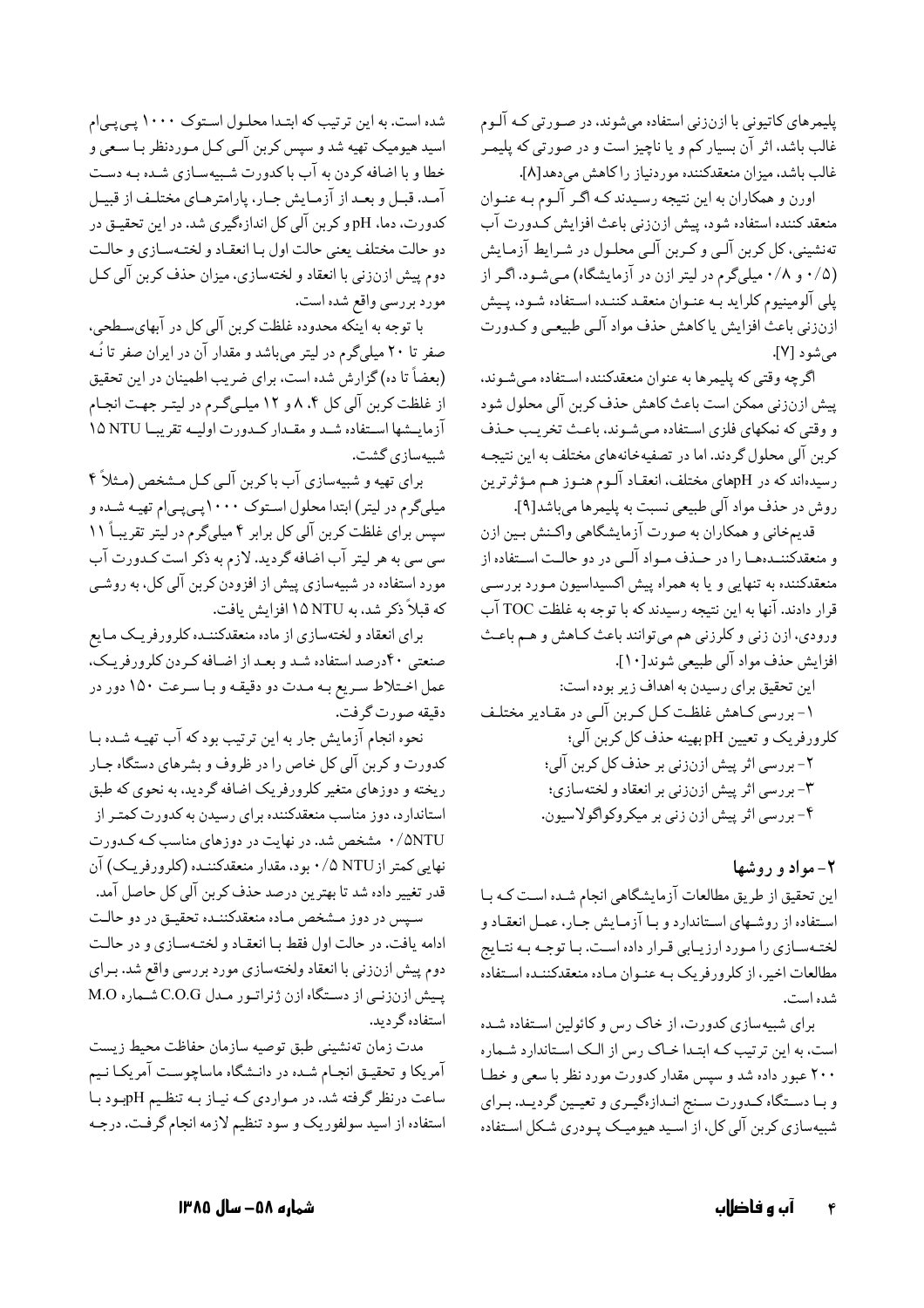پلیمرهای کاتیونی با ازن‌زنی استفاده می‌شوند، در صورتی که آلوم غالب باشد، اثر آن بسیار کم و یا ناچیز است و در صورتی که پلیمر غالب باشد، میزان منعقدکننده موردنیاز را کاهش می‌دهد[8].

اورن و همکاران به این نتیجه رسیدند که اگر آلوم به عنوان منعقد کننده استفاده شود، پیش ازن‌زنی باعث افزایش کدورت آب ته‌نشینی، کل کربن آلی و کربن آلی محلول در شرایط آزمایش (۰/۵ و ۰/۸ میلی‌گرم در لیتر ازن در آزمایشگاه) می‌شود. اگر از پلی آلومینیوم کلراید به عنوان منعقد کننده استفاده شود، پیش ازن‌زنی باعث افزایش یا کاهش حذف مواد آلی طبیعی و کدورت می‌شود [7].

اگرچه وقتی که پلیمرها به عنوان منعقدکننده استفاده می‌شوند، پیش ازن‌زنی ممکن است باعث کاهش حذف کربن آلی محلول شود و وقتی که نمکهای فلزی استفاده می‌شوند، باعث تخریب حذف کربن آلی محلول گردند. اما در تصفیه‌خانه‌های مختلف به این نتیجه رسیده‌اند که در pHهای مختلف، انعقاد آلوم هنوز هم مؤثرترین روش در حذف مواد آلی طبیعی نسبت به پلیمرها می‌باشد[9].

قدیم‌خانی و همکاران به صورت آزمایشگاهی واکنش بین ازن و منعقدکننده‌ها را در حذف مواد آلی در دو حالت استفاده از منعقدکننده به تنهایی و یا به همراه پیش اکسیداسیون مورد بررسی قرار دادند. آنها به این نتیجه رسیدند که با توجه به غلظت TOC آب ورودی، ازن زنی و کلرزنی هم می‌توانند باعث کاهش و هم باعث افزایش حذف مواد آلی طبیعی شوند[10].

این تحقیق برای رسیدن به اهداف زیر بوده است:

۱- بررسی کاهش غلظت کل کربن آلی در مقادیر مختلف کلرورفریک و تعیین pH بهینه حذف کل کربن آلی؛

۲- بررسی اثر پیش ازن‌زنی بر حذف کل کربن آلی؛

۳- بررسی اثر پیش ازن‌زنی بر انعقاد و لخته‌سازی؛

۴- بررسی اثر پیش ازن زنی بر میکروکواگولاسیون.

## ۲- مواد و روشها

این تحقیق از طریق مطالعات آزمایشگاهی انجام شده است که با استفاده از روشهای استاندارد و با آزمایش جار، عمل انعقاد و لخته‌سازی را مورد ارزیابی قرار داده است. با توجه به نتایج مطالعات اخیر، از کلرورفریک به عنوان ماده منعقدکننده استفاده شده است.

برای شبیه‌سازی کدورت، از خاک رس و کائولین استفاده شده است، به این ترتیب که ابتدا خاک رس از الک استاندارد شماره ۲۰۰ عبور داده شد و سپس مقدار کدورت مورد نظر با سعی و خطا و با دستگاه کدورت سنج اندازه‌گیری و تعیین گردید. برای شبیه‌سازی کربن آلی کل، از اسید هیومیک پودری شکل استفاده شده است. به این ترتیب که ابتدا محلول استوک ۱۰۰۰ پی‌پی‌ام اسید هیومیک تهیه شد و سپس کربن آلی کل موردنظر با سعی و خطا و با اضافه کردن به آب با کدورت شبیه‌سازی شده به دست آمد. قبل و بعد از آزمایش جار، پارامترهای مختلف از قبیل کدورت، دما، pH و کربن آلی کل اندازه‌گیری شد. در این تحقیق در دو حالت مختلف یعنی حالت اول با انعقاد و لخته‌سازی و حالت دوم پیش ازن‌زنی با انعقاد و لخته‌سازی، میزان حذف کربن آلی کل مورد بررسی واقع شده است.

با توجه به اینکه محدوده غلظت کربن آلی کل در آبهای‌سطحی، صفر تا ۲۰ میلی‌گرم در لیتر می‌باشد و مقدار آن در ایران صفر تا نُه (بعضاً تا ده) گزارش شده است، برای ضریب اطمینان در این تحقیق از غلظت کربن آلی کل ۴، ۸ و ۱۲ میلی‌گرم در لیتر جهت انجام آزمایشها استفاده شد و مقدار کدورت اولیه تقریبا 15 NTU شبیه‌سازی گشت.

برای تهیه و شبیه‌سازی آب با کربن آلی کل مشخص (مثلاً ۴ میلی‌گرم در لیتر) ابتدا محلول استوک ۱۰۰۰ پی‌پی‌ام تهیه شده و سپس برای غلظت کربن آلی کل برابر ۴ میلی‌گرم در لیتر تقریباً ۱۱ سی سی به هر لیتر آب اضافه گردید. لازم به ذکر است کدورت آب مورد استفاده در شبیه‌سازی پیش از افزودن کربن آلی کل، به روشی که قبلاً ذکر شد، به 15 NTU افزایش یافت.

برای انعقاد و لخته‌سازی از ماده منعقدکننده کلرورفریک مایع صنعتی ۴۰درصد استفاده شد و بعد از اضافه کردن کلرورفریک، عمل اختلاط سریع به مدت دو دقیقه و با سرعت ۱۵۰ دور در دقیقه صورت گرفت.

نحوه انجام آزمایش جار به این ترتیب بود که آب تهیه شده با کدورت و کربن آلی کل خاص را در ظروف و بشرهای دستگاه جار ریخته و دوزهای متغیر کلرورفریک اضافه گردید، به نحوی که طبق استاندارد، دوز مناسب منعقدکننده برای رسیدن به کدورت کمتر از 0/5NTU مشخص شد. در نهایت در دوزهای مناسب که کدورت نهایی کمتر از 0/5 NTU بود، مقدار منعقدکننده (کلرورفریک) آن قدر تغییر داده شد تا بهترین درصد حذف کربن آلی کل حاصل آمد.

سپس در دوز مشخص ماده منعقدکننده تحقیق در دو حالت ادامه یافت. در حالت اول فقط با انعقاد و لخته‌سازی و در حالت دوم پیش ازن‌زنی با انعقاد ولخته‌سازی مورد بررسی واقع شد. برای پیش ازن‌زنی از دستگاه ازن ژنراتور مدل C.O.G شماره M.O استفاده گردید.

مدت زمان ته‌نشینی طبق توصیه سازمان حفاظت محیط زیست آمریکا و تحقیق انجام شده در دانشگاه ماساچوست آمریکا نیم ساعت درنظر گرفته شد. در مواردی که نیاز به تنظیم pHبود با استفاده از اسید سولفوریک و سود تنظیم لازمه انجام گرفت. درجه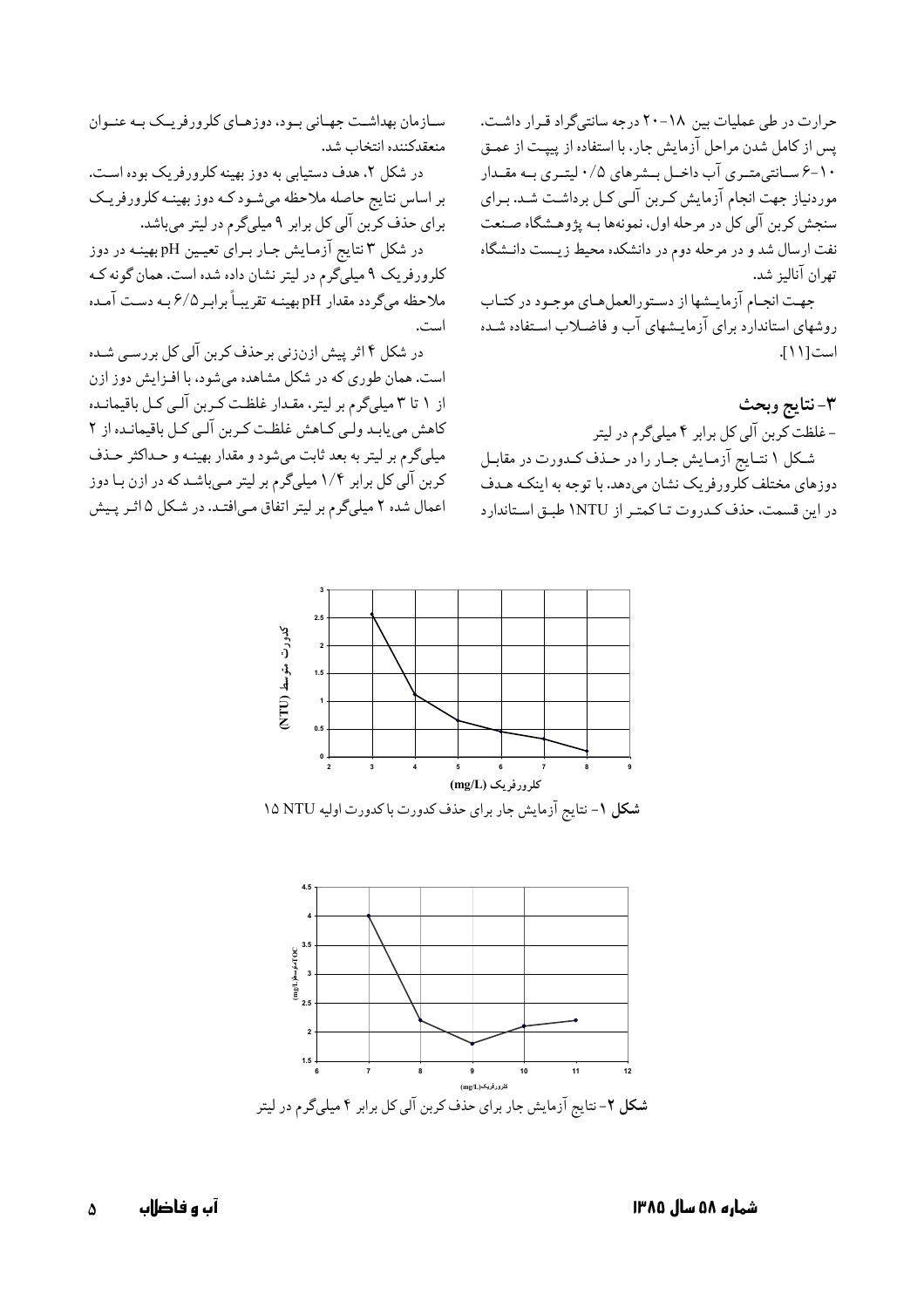حرارت در طی عملیات بین ۱۸-۲۰ درجه سانتی‌گراد قرار داشت. پس از کامل شدن مراحل آزمایش جار، با استفاده از پیپت از عمق ۱۰-۶ سانتی‌متری آب داخل بشرهای ۰/۵ لیتری به مقدار موردنیاز جهت انجام آزمایش کربن آلی کل برداشت شد. برای سنجش کربن آلی کل در مرحله اول، نمونه‌ها به پژوهشگاه صنعت نفت ارسال شد و در مرحله دوم در دانشکده محیط زیست دانشگاه تهران آنالیز شد.

جهت انجام آزمایشها از دستورالعمل‌های موجود در کتاب روشهای استاندارد برای آزمایشهای آب و فاضلاب استفاده شده است[۱۱].

## ۳- نتایج وبحث

- غلظت کربن آلی کل برابر ۴ میلی‌گرم در لیتر

شکل ۱ نتایج آزمایش جار را در حذف کدورت در مقابل دوزهای مختلف کلرورفریک نشان می‌دهد. با توجه به اینکه هدف در این قسمت، حذف کدورت تا کمتر از 1NTU طبق استاندارد سازمان بهداشت جهانی بود، دوزهای کلرورفریک به عنوان منعقدکننده انتخاب شد.

در شکل ۲، هدف دستیابی به دوز بهینه کلرورفریک بوده است. بر اساس نتایج حاصله ملاحظه می‌شود که دوز بهینه کلرورفریک برای حذف کربن آلی کل برابر ۹ میلی‌گرم در لیتر می‌باشد.

در شکل ۳ نتایج آزمایش جار برای تعیین pH بهینه در دوز کلرورفریک ۹ میلی‌گرم در لیتر نشان داده شده است. همان گونه که ملاحظه می‌گردد مقدار pH بهینه تقریباً برابر ۶/۵ به دست آمده است.

در شکل ۴ اثر پیش ازن‌زنی برحذف کربن آلی کل بررسی شده است. همان طوری که در شکل مشاهده می‌شود، با افزایش دوز ازن از ۱ تا ۳ میلی‌گرم بر لیتر، مقدار غلظت کربن آلی کل باقیمانده کاهش می‌یابد ولی کاهش غلظت کربن آلی کل باقیمانده از ۲ میلی‌گرم بر لیتر به بعد ثابت می‌شود و مقدار بهینه و حداکثر حذف کربن آلی کل برابر ۱/۴ میلی‌گرم بر لیتر می‌باشد که در ازن با دوز اعمال شده ۲ میلی‌گرم بر لیتر اتفاق می‌افتد. در شکل ۵ اثر پیش

**شکل ۱**- نتایج آزمایش جار برای حذف کدورت با کدورت اولیه 15 NTU

**شکل ۲**- نتایج آزمایش جار برای حذف کربن آلی کل برابر ۴ میلی‌گرم در لیتر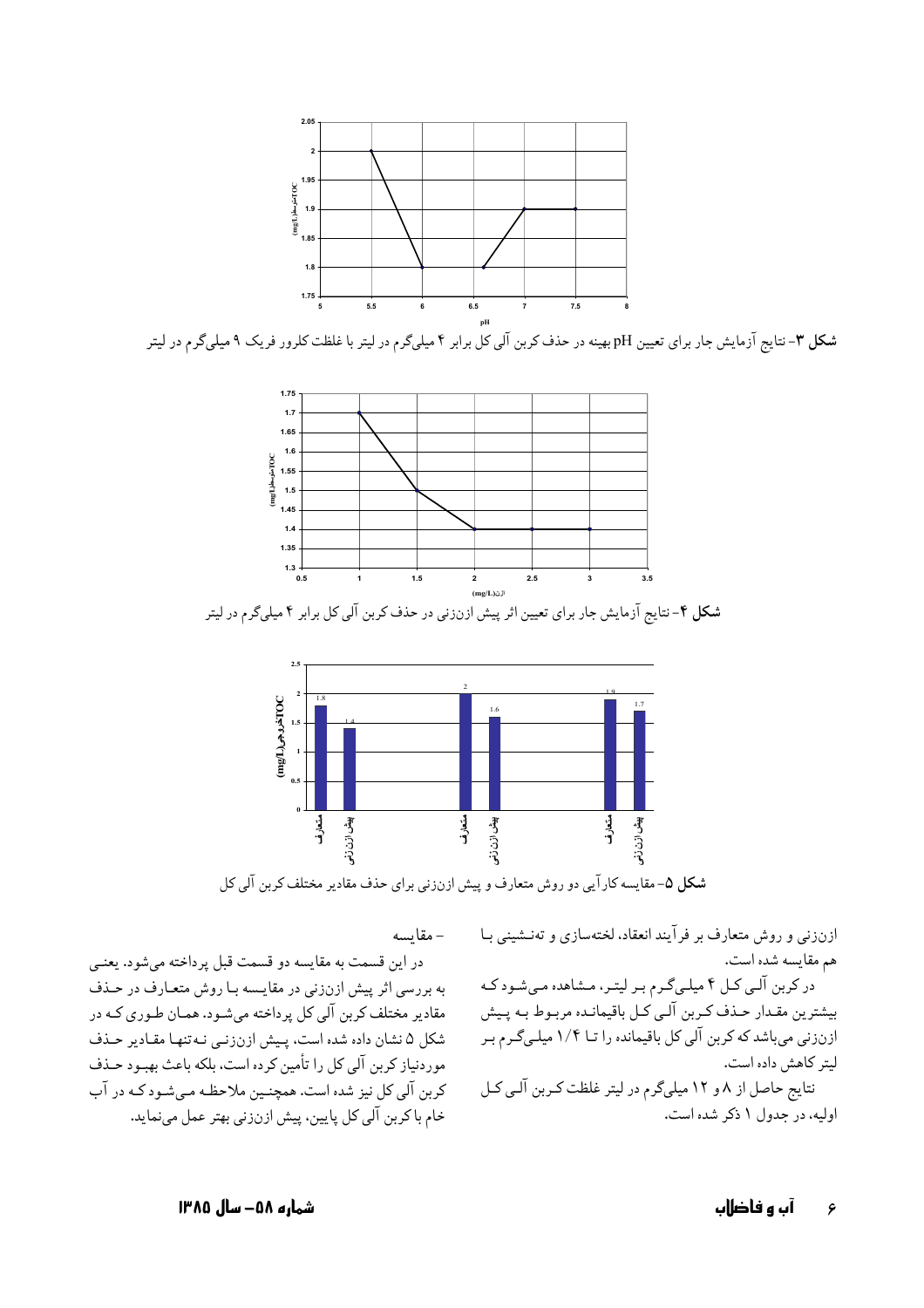شکل ۳- نتایج آزمایش جار برای تعیین pH بهینه در حذف کربن آلی کل برابر ۴ میلی‌گرم در لیتر با غلظت کلرور فریک ۹ میلی‌گرم در لیتر

شکل ۴- نتایج آزمایش جار برای تعیین اثر پیش ازن‌زنی در حذف کربن آلی کل برابر ۴ میلی‌گرم در لیتر

شکل ۵- مقایسه کارآیی دو روش متعارف و پیش ازن‌زنی برای حذف مقادیر مختلف کربن آلی کل

ازن‌زنی و روش متعارف بر فرآیند انعقاد، لخته‌سازی و ته‌نشینی با هم مقایسه شده است.

در کربن آلی کل ۴ میلی‌گرم بر لیتر، مشاهده می‌شود که بیشترین مقدار حذف کربن آلی کل باقیمانده مربوط به پیش ازن‌زنی می‌باشد که کربن آلی کل باقیمانده را تا ۱/۴ میلی‌گرم بر لیتر کاهش داده است.

نتایج حاصل از ۸ و ۱۲ میلی‌گرم در لیتر غلظت کربن آلی کل اولیه، در جدول ۱ ذکر شده است.

- مقایسه

در این قسمت به مقایسه دو قسمت قبل پرداخته می‌شود. یعنی به بررسی اثر پیش ازن‌زنی در مقایسه با روش متعارف در حذف مقادیر مختلف کربن آلی کل پرداخته می‌شود. همان طوری که در شکل ۵ نشان داده شده است، پیش ازن‌زنی نه‌تنها مقادیر حذف موردنیاز کربن آلی کل را تأمین کرده است، بلکه باعث بهبود حذف کربن آلی کل نیز شده است. همچنین ملاحظه می‌شود که در آب خام با کربن آلی کل پایین، پیش ازن‌زنی بهتر عمل می‌نماید.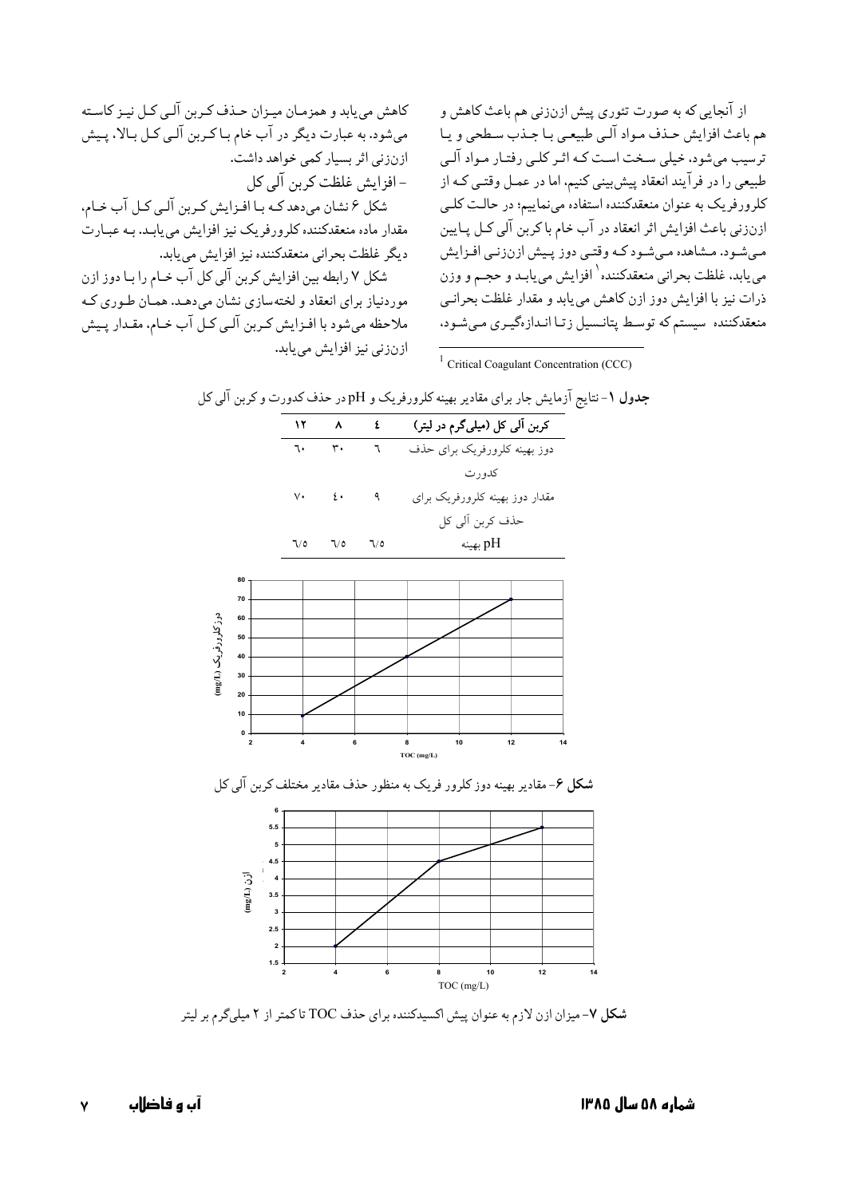از آنجایی که به صورت تئوری پیش ازن‌زنی هم باعث کاهش و هم باعث افزایش حذف مواد آلی طبیعی با جذب سطحی و یا ترسیب می‌شود، خیلی سخت است که اثر کلی رفتار مواد آلی طبیعی را در فرآیند انعقاد پیش‌بینی کنیم، اما در عمل وقتی که از کلرورفریک به عنوان منعقدکننده استفاده می‌نماییم؛ در حالت کلی ازن‌زنی باعث افزایش اثر انعقاد در آب خام با کربن آلی کل پایین می‌شود. مشاهده می‌شود که وقتی دوز پیش ازن‌زنی افزایش می‌یابد، غلظت بحرانی منعقدکننده[1] افزایش می‌یابد و حجم و وزن ذرات نیز با افزایش دوز ازن کاهش می‌یابد و مقدار غلظت بحرانی منعقدکننده سیستم که توسط پتانسیل زتا اندازه‌گیری می‌شود، کاهش می‌یابد و همزمان میزان حذف کربن آلی کل نیز کاسته می‌شود. به عبارت دیگر در آب خام با کربن آلی کل بالا، پیش ازن‌زنی اثر بسیار کمی خواهد داشت.

- افزایش غلظت کربن آلی کل

شکل ۶ نشان می‌دهد که با افزایش کربن آلی کل آب خام، مقدار ماده منعقدکننده کلرورفریک نیز افزایش می‌یابد. به عبارت دیگر غلظت بحرانی منعقدکننده نیز افزایش می‌یابد.

شکل ۷ رابطه بین افزایش کربن آلی کل آب خام را با دوز ازن موردنیاز برای انعقاد و لخته‌سازی نشان می‌دهد. همان طوری که ملاحظه می‌شود با افزایش کربن آلی کل آب خام، مقدار پیش ازن‌زنی نیز افزایش می‌یابد.

[1] Critical Coagulant Concentration (CCC)

**جدول ۱**- نتایج آزمایش جار برای مقادیر بهینه کلرورفریک و pH در حذف کدورت و کربن آلی کل

| کربن آلی کل (میلی‌گرم در لیتر) | ٤ | ٨ | ١٢ |
|---|---|---|---|
| دوز بهینه کلرورفریک برای حذف کدورت | ٦ | ٣٠ | ٦٠ |
| مقدار دوز بهینه کلرورفریک برای حذف کربن آلی کل | ٩ | ٤٠ | ٧٠ |
| pH بهینه | ٦/٥ | ٦/٥ | ٦/٥ |

**شکل ۶**- مقادیر بهینه دوز کلرور فریک به منظور حذف مقادیر مختلف کربن آلی کل

**شکل ۷**- میزان ازن لازم به عنوان پیش اکسیدکننده برای حذف TOC تا کمتر از ۲ میلی‌گرم بر لیتر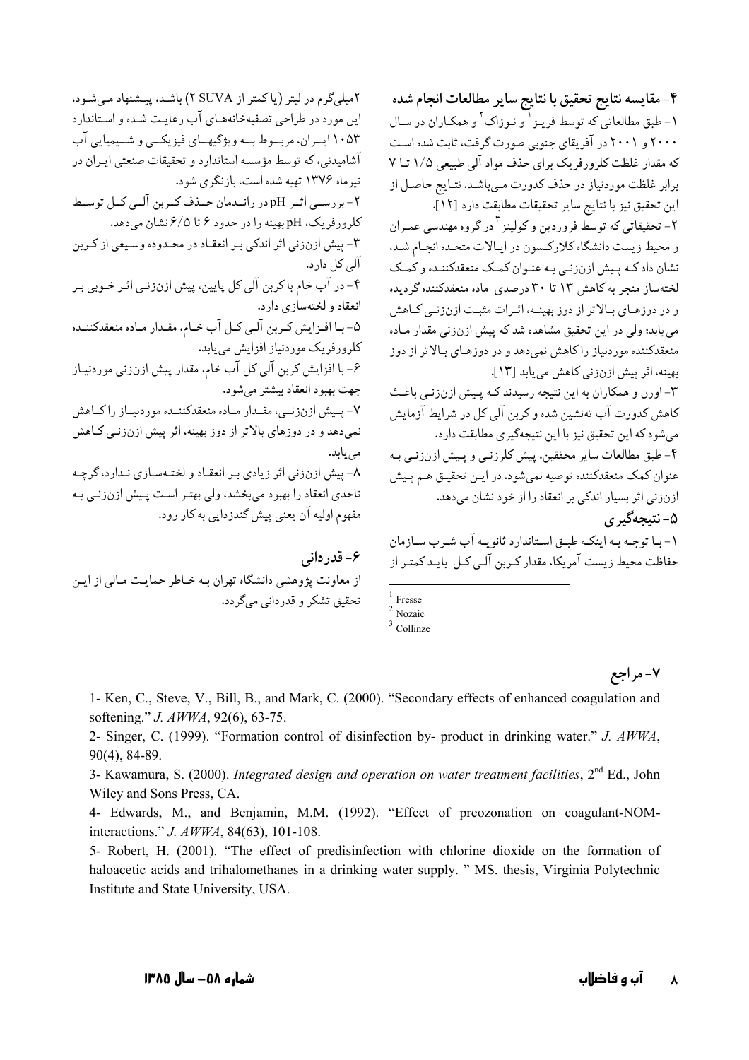## ۴- مقایسه نتایج تحقیق با نتایج سایر مطالعات انجام شده

۱- طبق مطالعاتی که توسط فریز[1] و نوزاک[2] و همکاران در سال ۲۰۰۰ و ۲۰۰۱ در آفریقای جنوبی صورت گرفت، ثابت شده است که مقدار غلظت کلرورفریک برای حذف مواد آلی طبیعی ۱/۵ تا ۷ برابر غلظت موردنیاز در حذف کدورت می‌باشد. نتایج حاصل از این تحقیق نیز با نتایج سایر تحقیقات مطابقت دارد [۱۲].

۲- تحقیقاتی که توسط فوردین و کولینز[3] در گروه مهندسی عمران و محیط زیست دانشگاه کلارکسون در ایالات متحده انجام شد، نشان داد که پیش ازن‌زنی به عنوان کمک منعقدکننده و کمک لخته‌ساز منجر به کاهش ۱۳ تا ۳۰ درصدی ماده منعقدکننده گردیده و در دوزهای بالاتر از دوز بهینه، اثرات مثبت ازن‌زنی کاهش می‌یابد؛ ولی در این تحقیق مشاهده شد که پیش ازن‌زنی مقدار ماده منعقدکننده موردنیاز را کاهش نمی‌دهد و در دوزهای بالاتر از دوز بهینه، اثر پیش ازن‌زنی کاهش می‌یابد [۱۳].

۳- اورن و همکاران به این نتیجه رسیدند که پیش ازن‌زنی باعث کاهش کدورت آب ته‌نشین شده و کربن آلی کل در شرایط آزمایش می‌شود که این تحقیق نیز با این نتیجه‌گیری مطابقت دارد.

۴- طبق مطالعات سایر محققین، پیش کلرزنی و پیش ازن‌زنی به عنوان کمک منعقدکننده توصیه نمی‌شود. در این تحقیق هم پیش ازن‌زنی اثر بسیار اندکی بر انعقاد را از خود نشان می‌دهد.

## ۵- نتیجه‌گیری

۱- با توجه به اینکه طبق استاندارد ثانویه آب شرب سازمان حفاظت محیط زیست آمریکا، مقدار کربن آلی کل باید کمتر از ۲میلی‌گرم در لیتر (یا کمتر از ۲ SUVA) باشد، پیشنهاد می‌شود، این مورد در طراحی تصفیه‌خانه‌های آب رعایت شده و استاندارد ۱۰۵۳ ایران، مربوط به ویژگیهای فیزیکی و شیمیایی آب آشامیدنی، که توسط مؤسسه استاندارد و تحقیقات صنعتی ایران در تیرماه ۱۳۷۶ تهیه شده است، بازنگری شود.

۲- بررسی اثر pH در راندمان حذف کربن آلی کل توسط کلرورفریک، pH بهینه را در حدود ۶ تا ۶/۵ نشان می‌دهد.

۳- پیش ازن‌زنی اثر اندکی بر انعقاد در محدوده وسیعی از کربن آلی کل دارد.

۴- در آب خام با کربن آلی کل پایین، پیش ازن‌زنی اثر خوبی بر انعقاد و لخته‌سازی دارد.

۵- با افزایش کربن آلی کل آب خام، مقدار ماده منعقدکننده کلرورفریک موردنیاز افزایش می‌یابد.

۶- با افزایش کربن آلی کل آب خام، مقدار پیش ازن‌زنی موردنیاز جهت بهبود انعقاد بیشتر می‌شود.

۷- پیش ازن‌زنی، مقدار ماده منعقدکننده موردنیاز را کاهش نمی‌دهد و در دوزهای بالاتر از دوز بهینه، اثر پیش ازن‌زنی کاهش می‌یابد.

۸- پیش ازن‌زنی اثر زیادی بر انعقاد و لخته‌سازی ندارد، گرچه تاحدی انعقاد را بهبود می‌بخشد، ولی بهتر است پیش ازن‌زنی به مفهوم اولیه آن یعنی پیش گندزدایی به کار رود.

## ۶- قدردانی

از معاونت پژوهشی دانشگاه تهران به خاطر حمایت مالی از این تحقیق تشکر و قدردانی می‌گردد.

[1] Fresse
[2] Nozaic
[3] Collinze

## ۷- مراجع

1- Ken, C., Steve, V., Bill, B., and Mark, C. (2000). "Secondary effects of enhanced coagulation and softening." *J. AWWA*, 92(6), 63-75.

2- Singer, C. (1999). "Formation control of disinfection by- product in drinking water." *J. AWWA*, 90(4), 84-89.

3- Kawamura, S. (2000). *Integrated design and operation on water treatment facilities*, 2nd Ed., John Wiley and Sons Press, CA.

4- Edwards, M., and Benjamin, M.M. (1992). "Effect of preozonation on coagulant-NOM-interactions." *J. AWWA*, 84(63), 101-108.

5- Robert, H. (2001). "The effect of predisinfection with chlorine dioxide on the formation of haloacetic acids and trihalomethanes in a drinking water supply. " MS. thesis, Virginia Polytechnic Institute and State University, USA.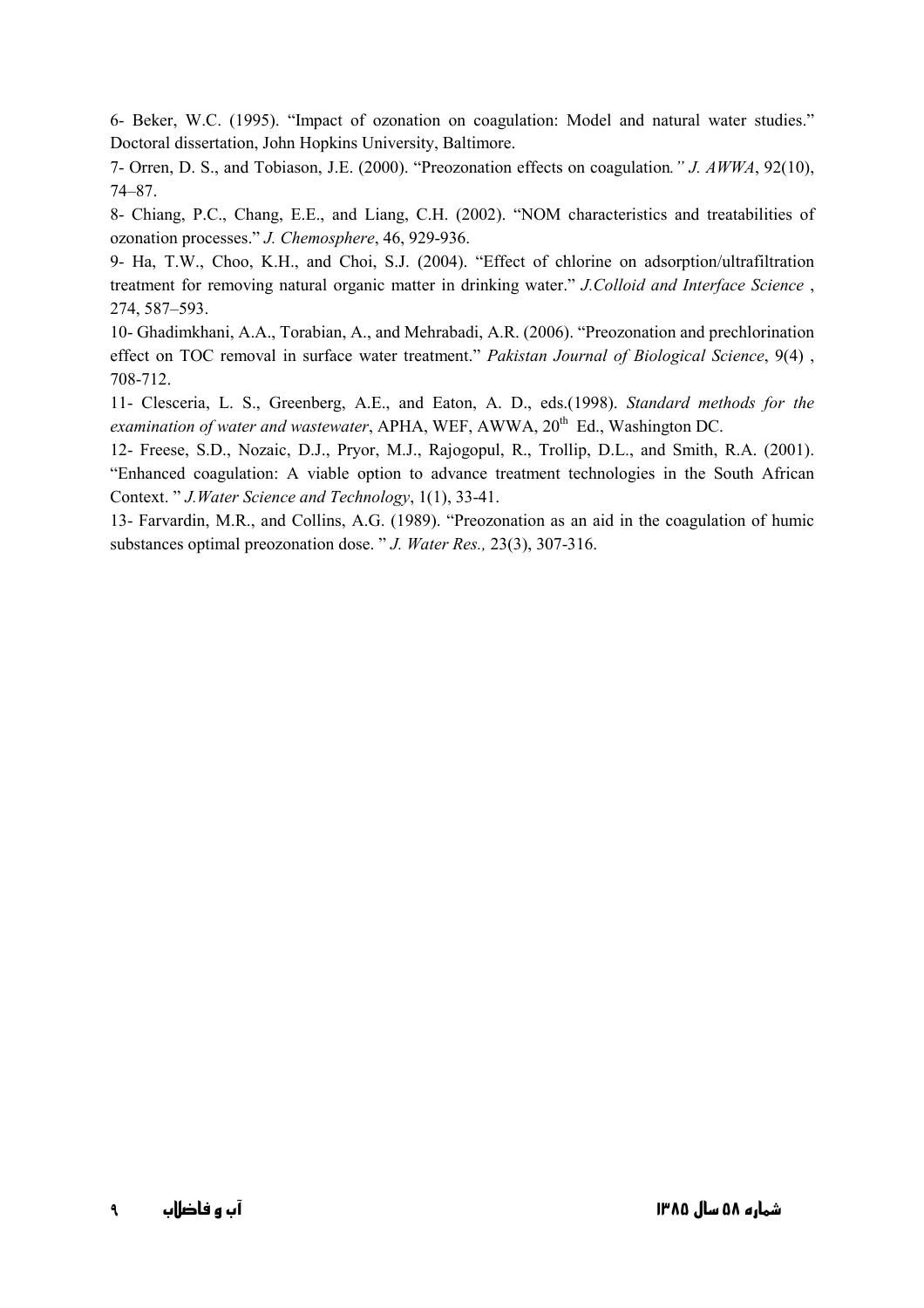6- Beker, W.C. (1995). "Impact of ozonation on coagulation: Model and natural water studies." Doctoral dissertation, John Hopkins University, Baltimore.

7- Orren, D. S., and Tobiason, J.E. (2000). "Preozonation effects on coagulation*." J. AWWA*, 92(10), 74–87.

8- Chiang, P.C., Chang, E.E., and Liang, C.H. (2002). "NOM characteristics and treatabilities of ozonation processes." *J. Chemosphere*, 46, 929-936.

9- Ha, T.W., Choo, K.H., and Choi, S.J. (2004). "Effect of chlorine on adsorption/ultrafiltration treatment for removing natural organic matter in drinking water." *J.Colloid and Interface Science* , 274, 587–593.

10- Ghadimkhani, A.A., Torabian, A., and Mehrabadi, A.R. (2006). "Preozonation and prechlorination effect on TOC removal in surface water treatment." *Pakistan Journal of Biological Science*, 9(4) , 708-712.

11- Clesceria, L. S., Greenberg, A.E., and Eaton, A. D., eds.(1998). *Standard methods for the examination of water and wastewater*, APHA, WEF, AWWA, 20th Ed., Washington DC.

12- Freese, S.D., Nozaic, D.J., Pryor, M.J., Rajogopul, R., Trollip, D.L., and Smith, R.A. (2001). "Enhanced coagulation: A viable option to advance treatment technologies in the South African Context. " *J.Water Science and Technology*, 1(1), 33-41.

13- Farvardin, M.R., and Collins, A.G. (1989). "Preozonation as an aid in the coagulation of humic substances optimal preozonation dose. " *J. Water Res.,* 23(3), 307-316.